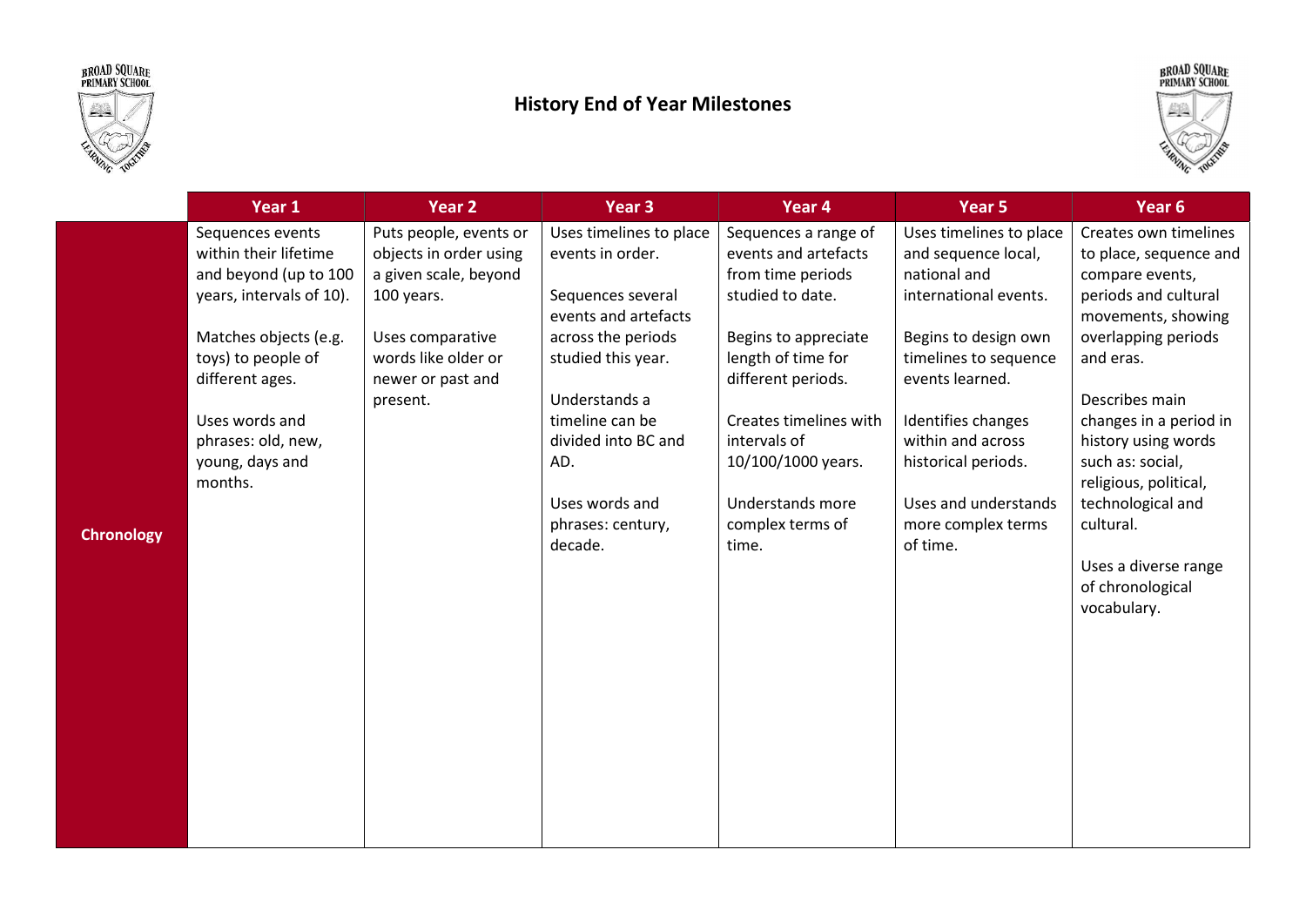# History End of Year Milestones

| | Year 1 | Year 2 | Year 3 | Year 4 | Year 5 | Year 6 |
|---|---|---|---|---|---|---|
| **Chronology** | Sequences events within their lifetime and beyond (up to 100 years, intervals of 10).<br><br>Matches objects (e.g. toys) to people of different ages.<br><br>Uses words and phrases: old, new, young, days and months. | Puts people, events or objects in order using a given scale, beyond 100 years.<br><br>Uses comparative words like older or newer or past and present. | Uses timelines to place events in order.<br><br>Sequences several events and artefacts across the periods studied this year.<br><br>Understands a timeline can be divided into BC and AD.<br><br>Uses words and phrases: century, decade. | Sequences a range of events and artefacts from time periods studied to date.<br><br>Begins to appreciate length of time for different periods.<br><br>Creates timelines with intervals of 10/100/1000 years.<br><br>Understands more complex terms of time. | Uses timelines to place and sequence local, national and international events.<br><br>Begins to design own timelines to sequence events learned.<br><br>Identifies changes within and across historical periods.<br><br>Uses and understands more complex terms of time. | Creates own timelines to place, sequence and compare events, periods and cultural movements, showing overlapping periods and eras.<br><br>Describes main changes in a period in history using words such as: social, religious, political, technological and cultural.<br><br>Uses a diverse range of chronological vocabulary. |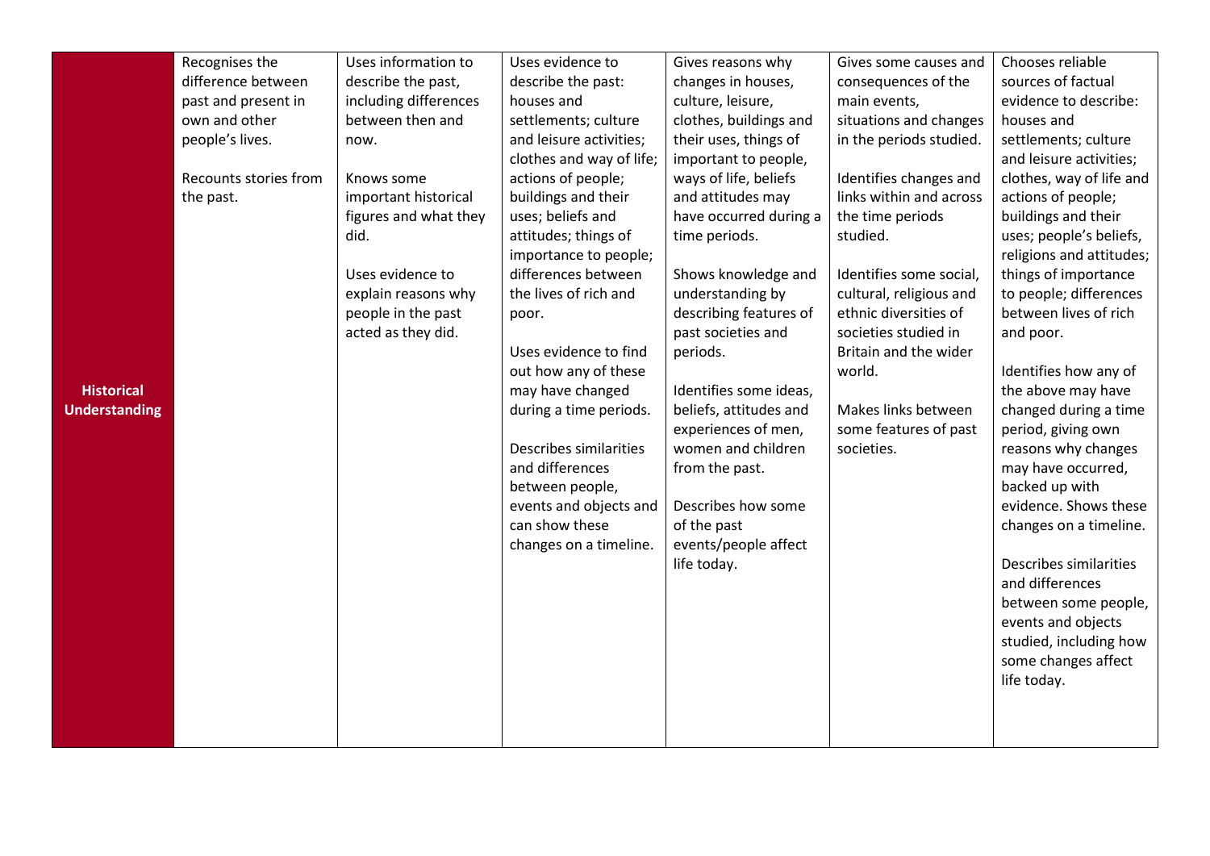| | | | | | | |
|---|---|---|---|---|---|---|
| **Historical Understanding** | Recognises the difference between past and present in own and other people's lives.<br><br>Recounts stories from the past. | Uses information to describe the past, including differences between then and now.<br><br>Knows some important historical figures and what they did.<br><br>Uses evidence to explain reasons why people in the past acted as they did. | Uses evidence to describe the past: houses and settlements; culture and leisure activities; clothes and way of life; actions of people; buildings and their uses; beliefs and attitudes; things of importance to people; differences between the lives of rich and poor.<br><br>Uses evidence to find out how any of these may have changed during a time periods.<br><br>Describes similarities and differences between people, events and objects and can show these changes on a timeline. | Gives reasons why changes in houses, culture, leisure, clothes, buildings and their uses, things of important to people, ways of life, beliefs and attitudes may have occurred during a time periods.<br><br>Shows knowledge and understanding by describing features of past societies and periods.<br><br>Identifies some ideas, beliefs, attitudes and experiences of men, women and children from the past.<br><br>Describes how some of the past events/people affect life today. | Gives some causes and consequences of the main events, situations and changes in the periods studied.<br><br>Identifies changes and links within and across the time periods studied.<br><br>Identifies some social, cultural, religious and ethnic diversities of societies studied in Britain and the wider world.<br><br>Makes links between some features of past societies. | Chooses reliable sources of factual evidence to describe: houses and settlements; culture and leisure activities; clothes, way of life and actions of people; buildings and their uses; people's beliefs, religions and attitudes; things of importance to people; differences between lives of rich and poor.<br><br>Identifies how any of the above may have changed during a time period, giving own reasons why changes may have occurred, backed up with evidence. Shows these changes on a timeline.<br><br>Describes similarities and differences between some people, events and objects studied, including how some changes affect life today. |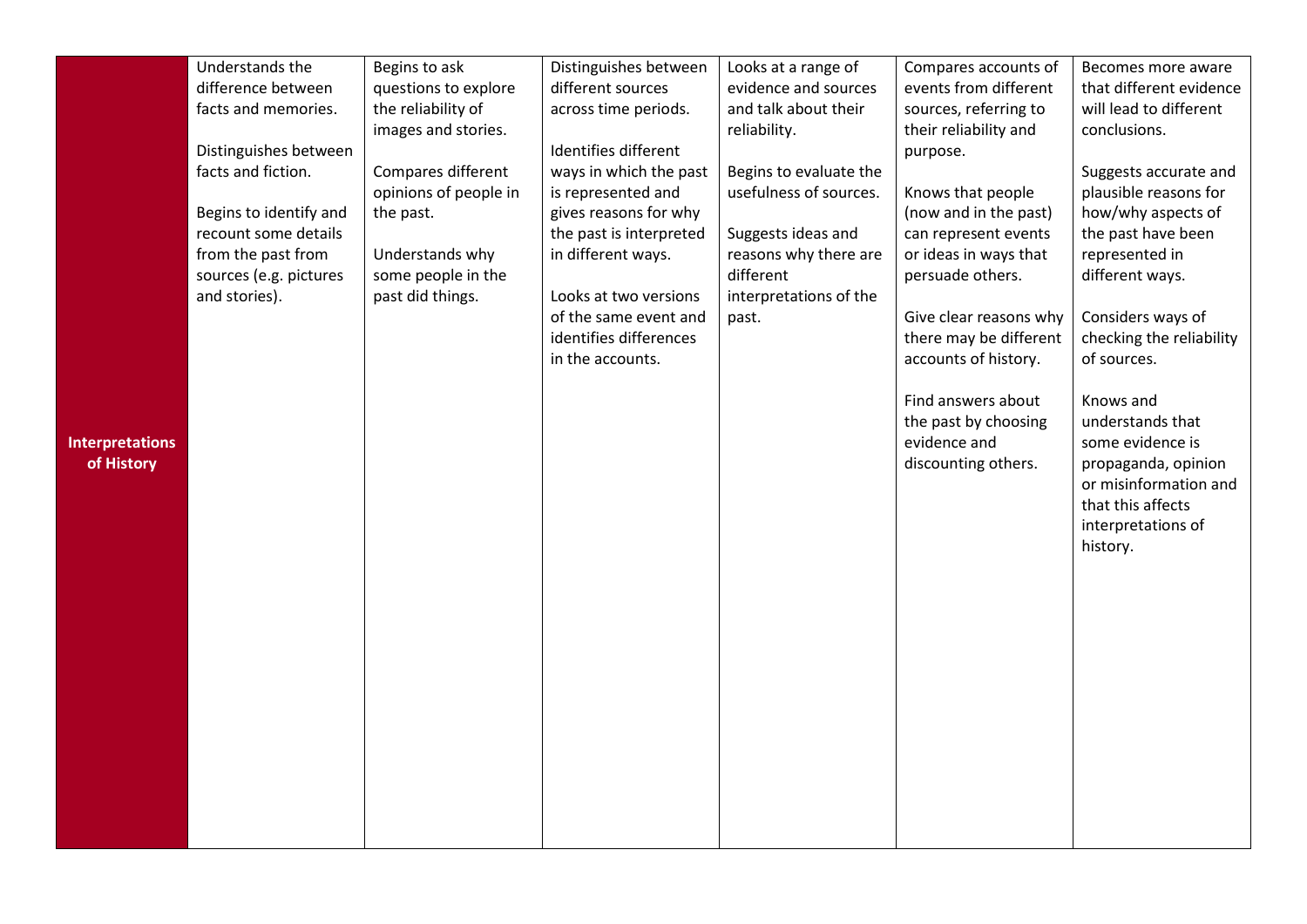| | | | | | | |
|---|---|---|---|---|---|---|
| **Interpretations of History** | Understands the difference between facts and memories.<br><br>Distinguishes between facts and fiction.<br><br>Begins to identify and recount some details from the past from sources (e.g. pictures and stories). | Begins to ask questions to explore the reliability of images and stories.<br><br>Compares different opinions of people in the past.<br><br>Understands why some people in the past did things. | Distinguishes between different sources across time periods.<br><br>Identifies different ways in which the past is represented and gives reasons for why the past is interpreted in different ways.<br><br>Looks at two versions of the same event and identifies differences in the accounts. | Looks at a range of evidence and sources and talk about their reliability.<br><br>Begins to evaluate the usefulness of sources.<br><br>Suggests ideas and reasons why there are different interpretations of the past. | Compares accounts of events from different sources, referring to their reliability and purpose.<br><br>Knows that people (now and in the past) can represent events or ideas in ways that persuade others.<br><br>Give clear reasons why there may be different accounts of history.<br><br>Find answers about the past by choosing evidence and discounting others. | Becomes more aware that different evidence will lead to different conclusions.<br><br>Suggests accurate and plausible reasons for how/why aspects of the past have been represented in different ways.<br><br>Considers ways of checking the reliability of sources.<br><br>Knows and understands that some evidence is propaganda, opinion or misinformation and that this affects interpretations of history. |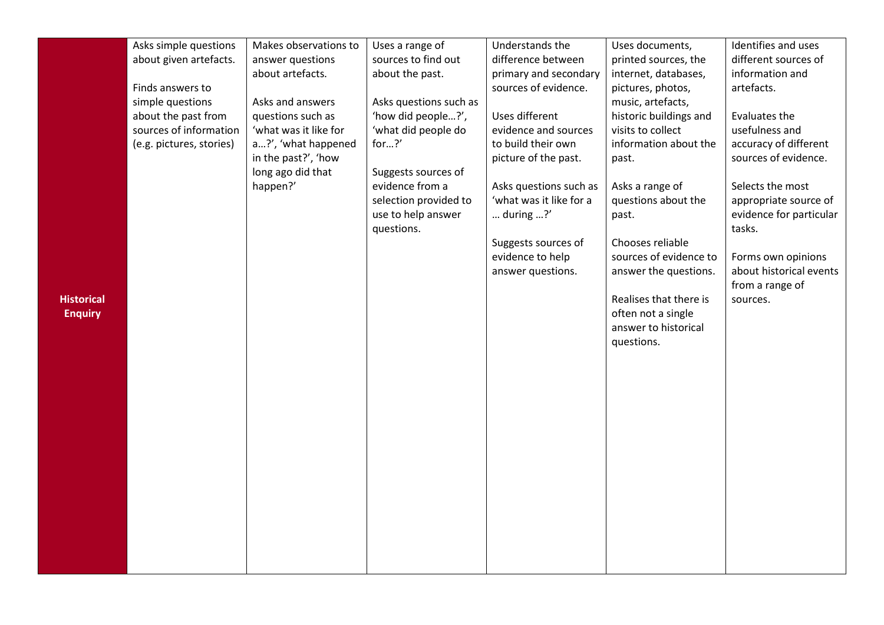| | | | | | | |
|---|---|---|---|---|---|---|
| **Historical Enquiry** | Asks simple questions about given artefacts.<br><br>Finds answers to simple questions about the past from sources of information (e.g. pictures, stories) | Makes observations to answer questions about artefacts.<br><br>Asks and answers questions such as 'what was it like for a…?', 'what happened in the past?', 'how long ago did that happen?' | Uses a range of sources to find out about the past.<br><br>Asks questions such as 'how did people…?', 'what did people do for…?'<br><br>Suggests sources of evidence from a selection provided to use to help answer questions. | Understands the difference between primary and secondary sources of evidence.<br><br>Uses different evidence and sources to build their own picture of the past.<br><br>Asks questions such as 'what was it like for a … during …?'<br><br>Suggests sources of evidence to help answer questions. | Uses documents, printed sources, the internet, databases, pictures, photos, music, artefacts, historic buildings and visits to collect information about the past.<br><br>Asks a range of questions about the past.<br><br>Chooses reliable sources of evidence to answer the questions.<br><br>Realises that there is often not a single answer to historical questions. | Identifies and uses different sources of information and artefacts.<br><br>Evaluates the usefulness and accuracy of different sources of evidence.<br><br>Selects the most appropriate source of evidence for particular tasks.<br><br>Forms own opinions about historical events from a range of sources. |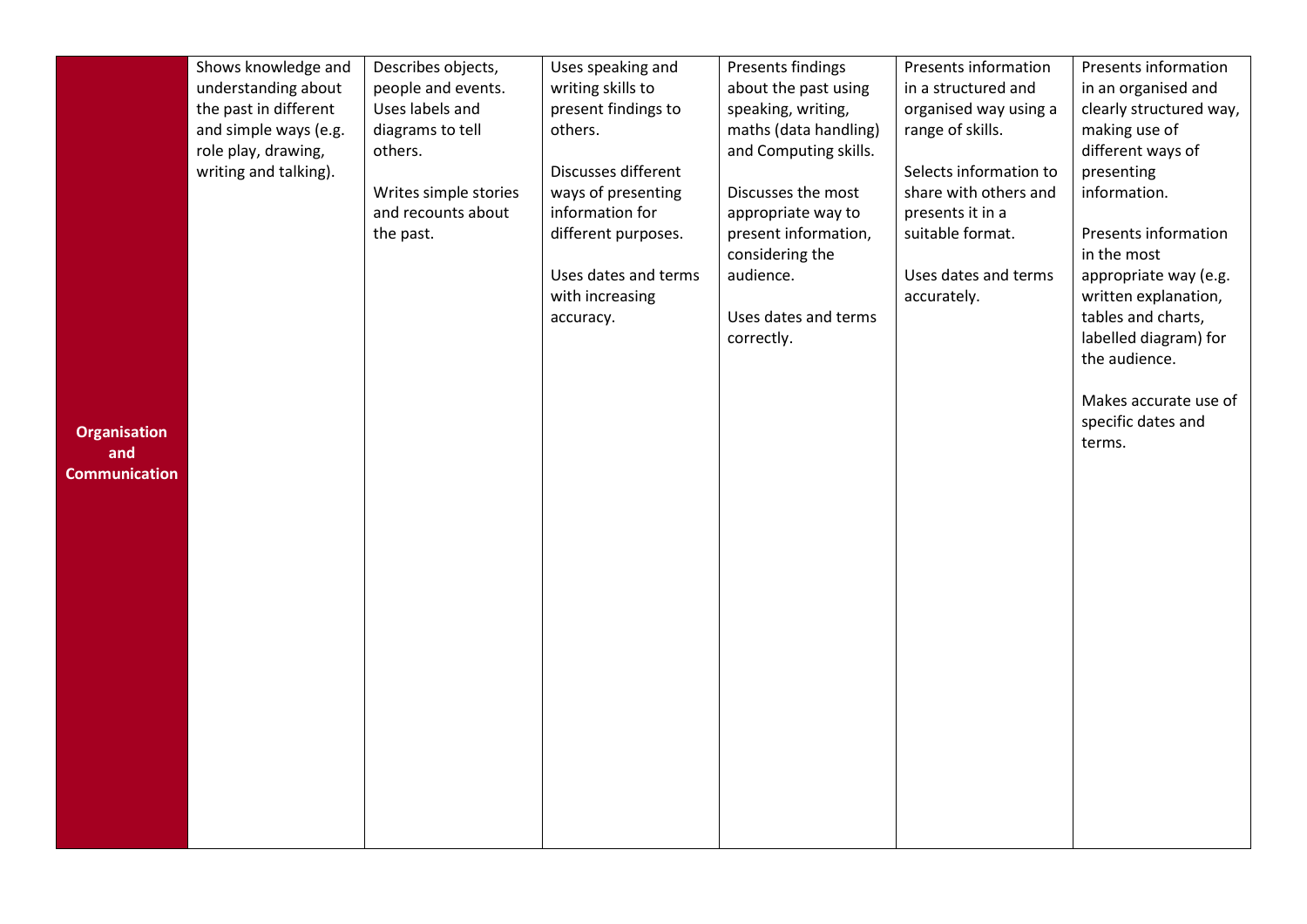| | | | | | | |
|---|---|---|---|---|---|---|
| **Organisation and Communication** | Shows knowledge and understanding about the past in different and simple ways (e.g. role play, drawing, writing and talking). | Describes objects, people and events. Uses labels and diagrams to tell others.<br><br>Writes simple stories and recounts about the past. | Uses speaking and writing skills to present findings to others.<br><br>Discusses different ways of presenting information for different purposes.<br><br>Uses dates and terms with increasing accuracy. | Presents findings about the past using speaking, writing, maths (data handling) and Computing skills.<br><br>Discusses the most appropriate way to present information, considering the audience.<br><br>Uses dates and terms correctly. | Presents information in a structured and organised way using a range of skills.<br><br>Selects information to share with others and presents it in a suitable format.<br><br>Uses dates and terms accurately. | Presents information in an organised and clearly structured way, making use of different ways of presenting information.<br><br>Presents information in the most appropriate way (e.g. written explanation, tables and charts, labelled diagram) for the audience.<br><br>Makes accurate use of specific dates and terms. |